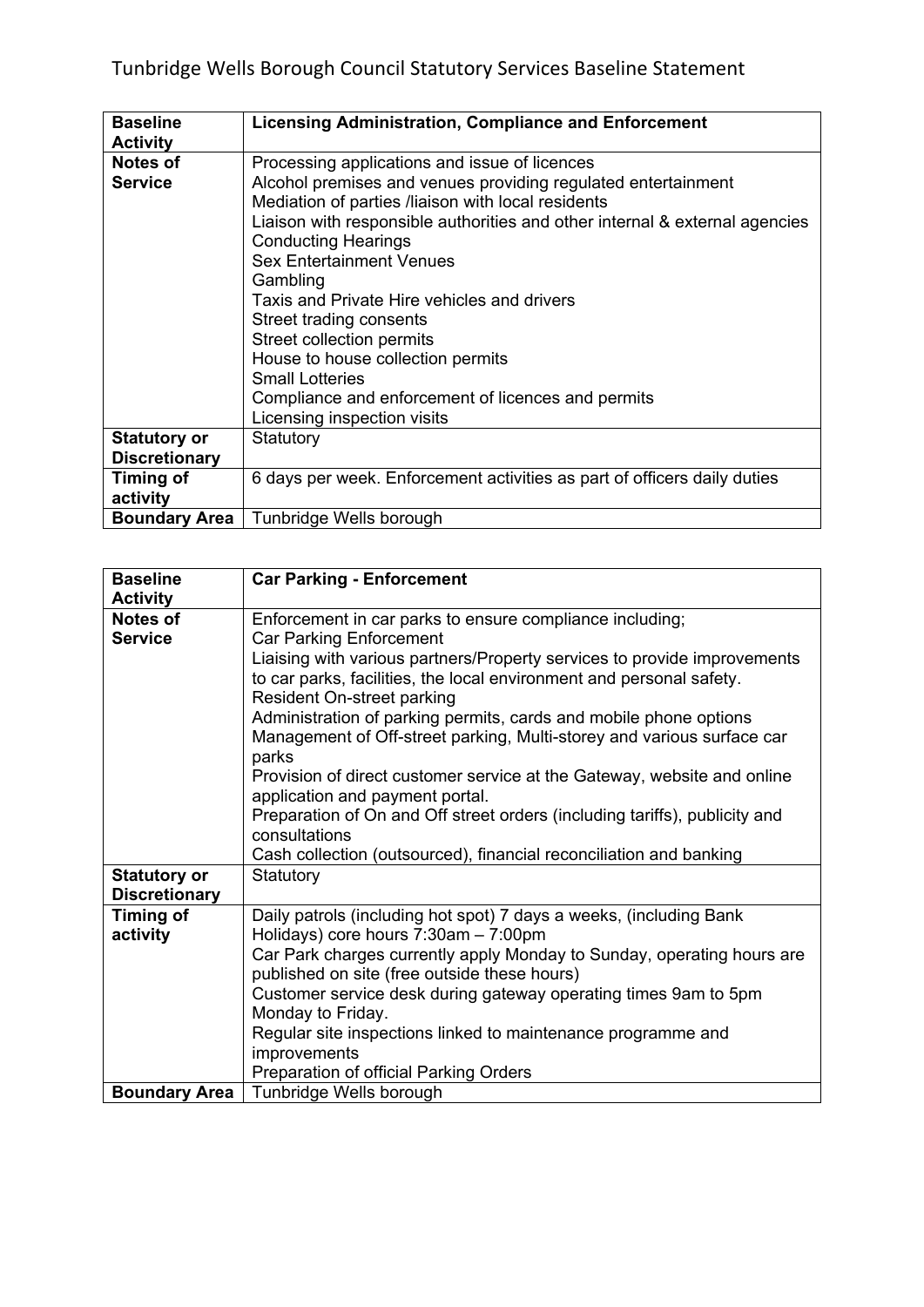# Tunbridge Wells Borough Council Statutory Services Baseline Statement

| **Baseline Activity** | **Licensing Administration, Compliance and Enforcement** |
|---|---|
| **Notes of Service** | Processing applications and issue of licences<br>Alcohol premises and venues providing regulated entertainment<br>Mediation of parties /liaison with local residents<br>Liaison with responsible authorities and other internal & external agencies<br>Conducting Hearings<br>Sex Entertainment Venues<br>Gambling<br>Taxis and Private Hire vehicles and drivers<br>Street trading consents<br>Street collection permits<br>House to house collection permits<br>Small Lotteries<br>Compliance and enforcement of licences and permits<br>Licensing inspection visits |
| **Statutory or Discretionary** | Statutory |
| **Timing of activity** | 6 days per week. Enforcement activities as part of officers daily duties |
| **Boundary Area** | Tunbridge Wells borough |

| **Baseline Activity** | **Car Parking - Enforcement** |
|---|---|
| **Notes of Service** | Enforcement in car parks to ensure compliance including;<br>Car Parking Enforcement<br>Liaising with various partners/Property services to provide improvements to car parks, facilities, the local environment and personal safety.<br>Resident On-street parking<br>Administration of parking permits, cards and mobile phone options<br>Management of Off-street parking, Multi-storey and various surface car parks<br>Provision of direct customer service at the Gateway, website and online application and payment portal.<br>Preparation of On and Off street orders (including tariffs), publicity and consultations<br>Cash collection (outsourced), financial reconciliation and banking |
| **Statutory or Discretionary** | Statutory |
| **Timing of activity** | Daily patrols (including hot spot) 7 days a weeks, (including Bank Holidays) core hours 7:30am – 7:00pm<br>Car Park charges currently apply Monday to Sunday, operating hours are published on site (free outside these hours)<br>Customer service desk during gateway operating times 9am to 5pm Monday to Friday.<br>Regular site inspections linked to maintenance programme and improvements<br>Preparation of official Parking Orders |
| **Boundary Area** | Tunbridge Wells borough |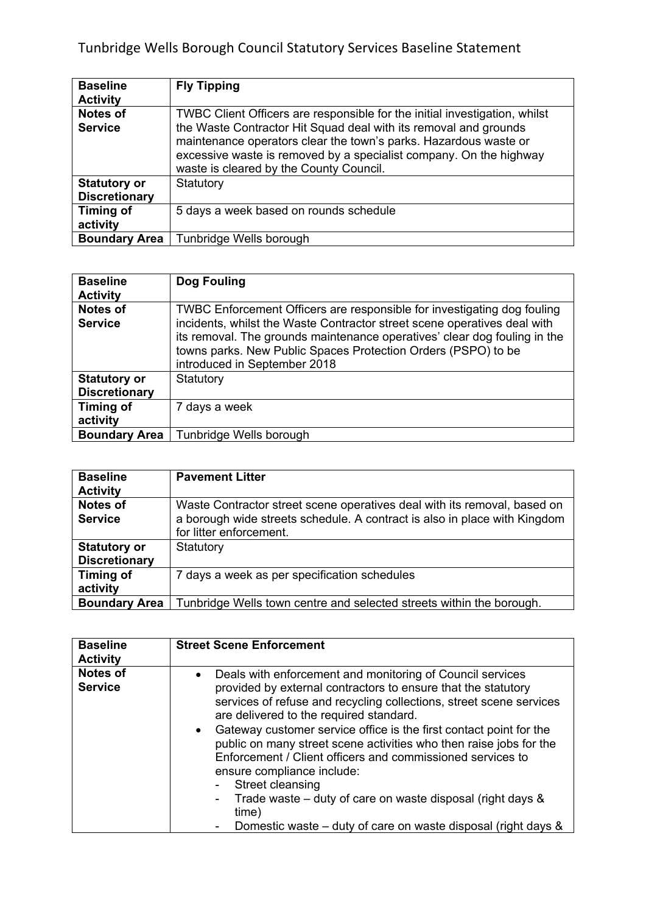| Baseline Activity | Fly Tipping |
|---|---|
| Notes of Service | TWBC Client Officers are responsible for the initial investigation, whilst the Waste Contractor Hit Squad deal with its removal and grounds maintenance operators clear the town's parks. Hazardous waste or excessive waste is removed by a specialist company. On the highway waste is cleared by the County Council. |
| Statutory or Discretionary | Statutory |
| Timing of activity | 5 days a week based on rounds schedule |
| Boundary Area | Tunbridge Wells borough |

| Baseline Activity | Dog Fouling |
|---|---|
| Notes of Service | TWBC Enforcement Officers are responsible for investigating dog fouling incidents, whilst the Waste Contractor street scene operatives deal with its removal. The grounds maintenance operatives' clear dog fouling in the towns parks. New Public Spaces Protection Orders (PSPO) to be introduced in September 2018 |
| Statutory or Discretionary | Statutory |
| Timing of activity | 7 days a week |
| Boundary Area | Tunbridge Wells borough |

| Baseline Activity | Pavement Litter |
|---|---|
| Notes of Service | Waste Contractor street scene operatives deal with its removal, based on a borough wide streets schedule. A contract is also in place with Kingdom for litter enforcement. |
| Statutory or Discretionary | Statutory |
| Timing of activity | 7 days a week as per specification schedules |
| Boundary Area | Tunbridge Wells town centre and selected streets within the borough. |

| Baseline Activity | Street Scene Enforcement |
|---|---|
| Notes of Service | • Deals with enforcement and monitoring of Council services provided by external contractors to ensure that the statutory services of refuse and recycling collections, street scene services are delivered to the required standard.<br>• Gateway customer service office is the first contact point for the public on many street scene activities who then raise jobs for the Enforcement / Client officers and commissioned services to ensure compliance include:<br>- Street cleansing<br>- Trade waste – duty of care on waste disposal (right days & time)<br>- Domestic waste – duty of care on waste disposal (right days & |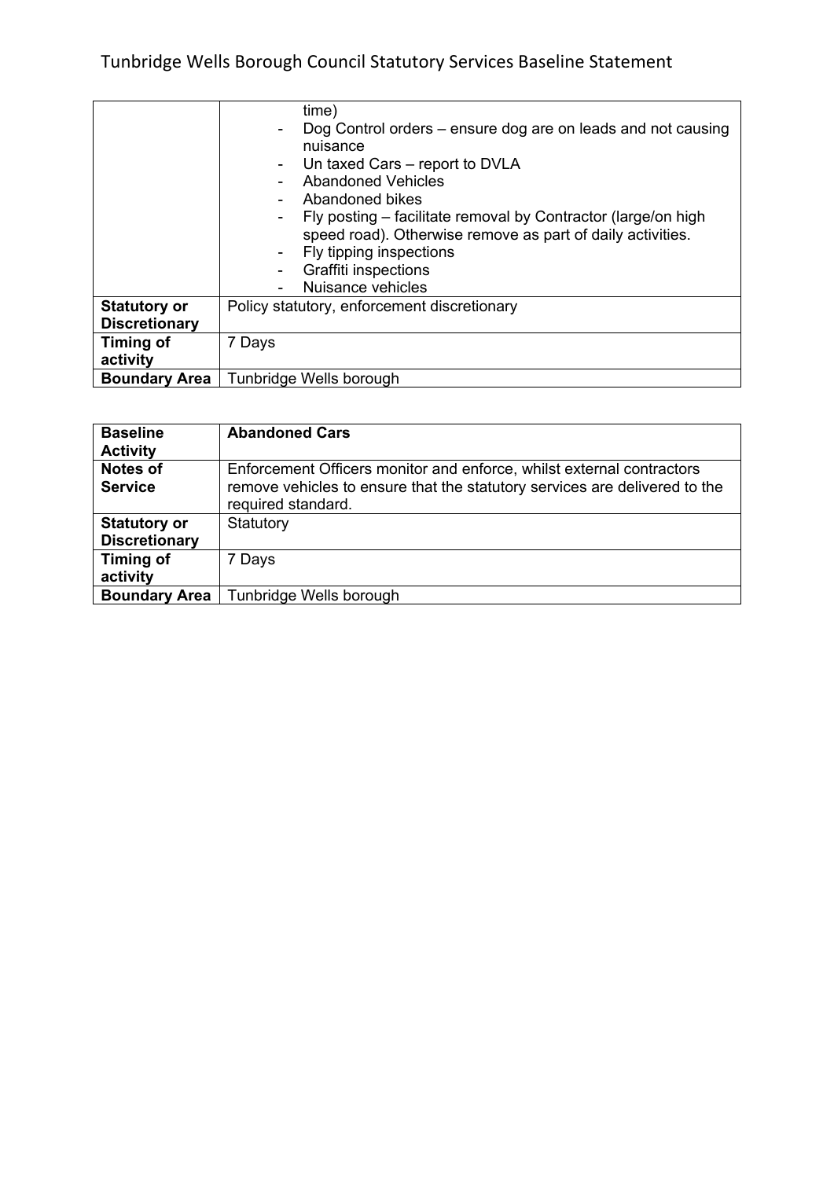| | |
|---|---|
| | time)<br>- Dog Control orders – ensure dog are on leads and not causing nuisance<br>- Un taxed Cars – report to DVLA<br>- Abandoned Vehicles<br>- Abandoned bikes<br>- Fly posting – facilitate removal by Contractor (large/on high speed road). Otherwise remove as part of daily activities.<br>- Fly tipping inspections<br>- Graffiti inspections<br>- Nuisance vehicles |
| **Statutory or Discretionary** | Policy statutory, enforcement discretionary |
| **Timing of activity** | 7 Days |
| **Boundary Area** | Tunbridge Wells borough |

| **Baseline Activity** | **Abandoned Cars** |
|---|---|
| **Notes of Service** | Enforcement Officers monitor and enforce, whilst external contractors remove vehicles to ensure that the statutory services are delivered to the required standard. |
| **Statutory or Discretionary** | Statutory |
| **Timing of activity** | 7 Days |
| **Boundary Area** | Tunbridge Wells borough |